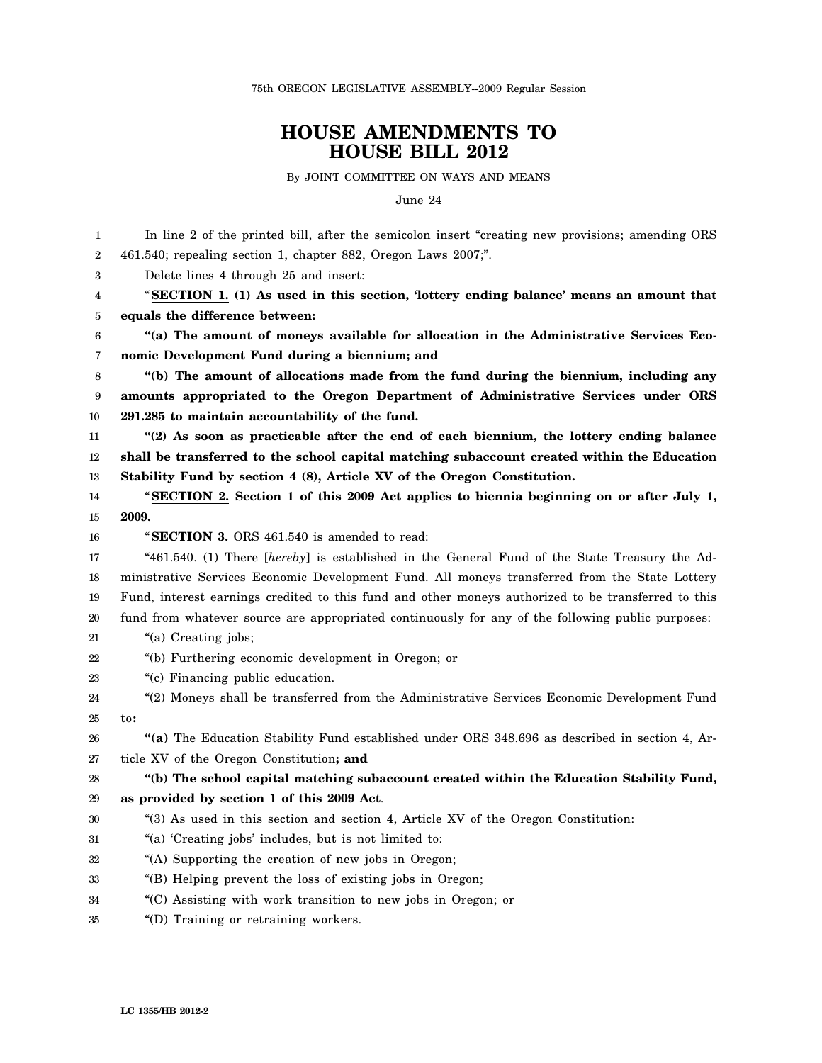75th OREGON LEGISLATIVE ASSEMBLY--2009 Regular Session

# HOUSE AMENDMENTS TO HOUSE BILL 2012

By JOINT COMMITTEE ON WAYS AND MEANS

June 24

In line 2 of the printed bill, after the semicolon insert "creating new provisions; amending ORS 461.540; repealing section 1, chapter 882, Oregon Laws 2007;".

Delete lines 4 through 25 and insert:

"**SECTION 1. (1) As used in this section, 'lottery ending balance' means an amount that equals the difference between:**

**"(a) The amount of moneys available for allocation in the Administrative Services Economic Development Fund during a biennium; and**

**"(b) The amount of allocations made from the fund during the biennium, including any amounts appropriated to the Oregon Department of Administrative Services under ORS 291.285 to maintain accountability of the fund.**

**"(2) As soon as practicable after the end of each biennium, the lottery ending balance shall be transferred to the school capital matching subaccount created within the Education Stability Fund by section 4 (8), Article XV of the Oregon Constitution.**

"**SECTION 2. Section 1 of this 2009 Act applies to biennia beginning on or after July 1, 2009.**

"**SECTION 3.** ORS 461.540 is amended to read:

"461.540. (1) There [*hereby*] is established in the General Fund of the State Treasury the Administrative Services Economic Development Fund. All moneys transferred from the State Lottery Fund, interest earnings credited to this fund and other moneys authorized to be transferred to this fund from whatever source are appropriated continuously for any of the following public purposes:

"(a) Creating jobs;

"(b) Furthering economic development in Oregon; or

"(c) Financing public education.

"(2) Moneys shall be transferred from the Administrative Services Economic Development Fund to**:**

**"(a)** The Education Stability Fund established under ORS 348.696 as described in section 4, Article XV of the Oregon Constitution**; and**

**"(b) The school capital matching subaccount created within the Education Stability Fund, as provided by section 1 of this 2009 Act**.

"(3) As used in this section and section 4, Article XV of the Oregon Constitution:

"(a) 'Creating jobs' includes, but is not limited to:

"(A) Supporting the creation of new jobs in Oregon;

"(B) Helping prevent the loss of existing jobs in Oregon;

"(C) Assisting with work transition to new jobs in Oregon; or

"(D) Training or retraining workers.

LC 1355/HB 2012-2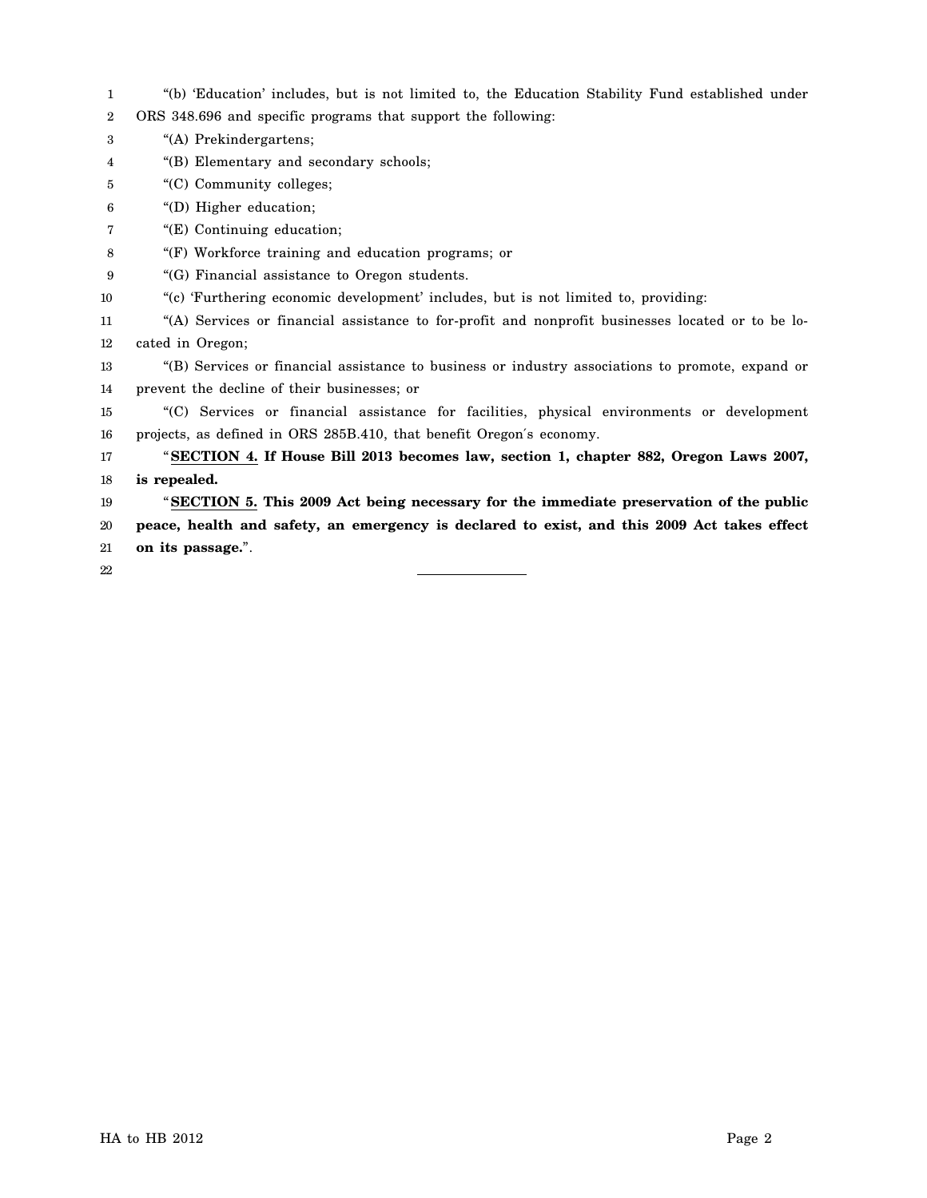"(b) 'Education' includes, but is not limited to, the Education Stability Fund established under ORS 348.696 and specific programs that support the following:

"(A) Prekindergartens;

"(B) Elementary and secondary schools;

"(C) Community colleges;

"(D) Higher education;

"(E) Continuing education;

"(F) Workforce training and education programs; or

"(G) Financial assistance to Oregon students.

"(c) 'Furthering economic development' includes, but is not limited to, providing:

"(A) Services or financial assistance to for-profit and nonprofit businesses located or to be located in Oregon;

"(B) Services or financial assistance to business or industry associations to promote, expand or prevent the decline of their businesses; or

"(C) Services or financial assistance for facilities, physical environments or development projects, as defined in ORS 285B.410, that benefit Oregon's economy.

"**SECTION 4. If House Bill 2013 becomes law, section 1, chapter 882, Oregon Laws 2007, is repealed.**

"**SECTION 5. This 2009 Act being necessary for the immediate preservation of the public peace, health and safety, an emergency is declared to exist, and this 2009 Act takes effect on its passage.**".

---